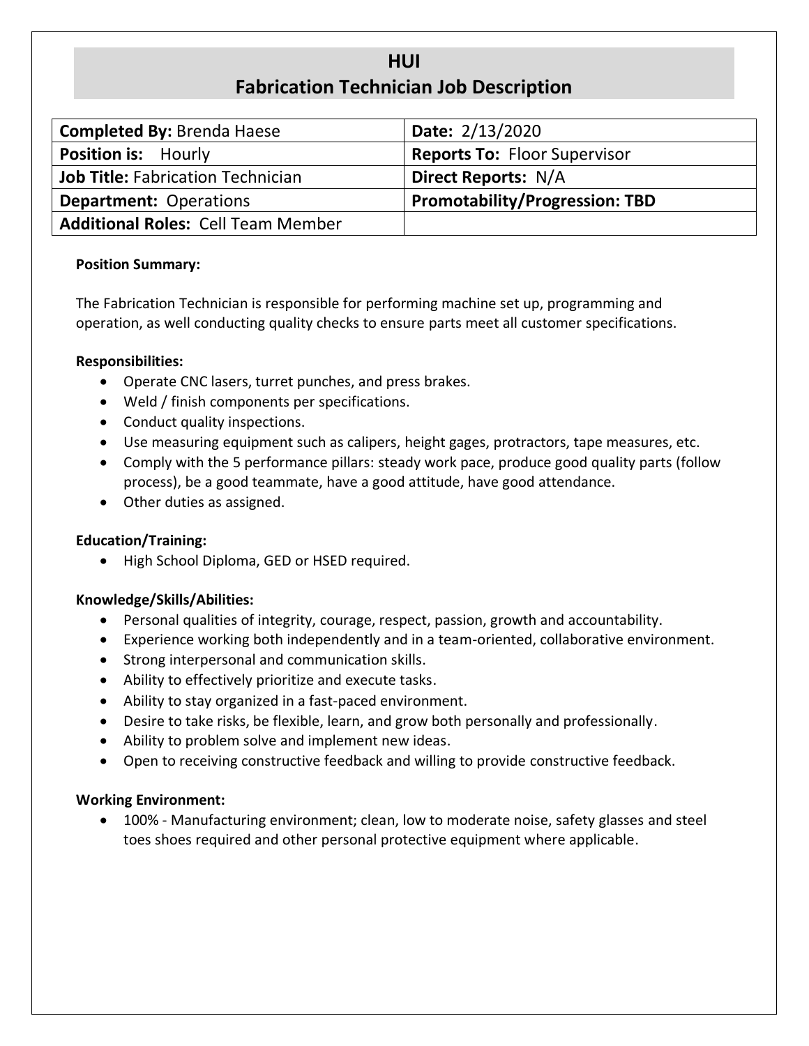# HUI
# Fabrication Technician Job Description

| **Completed By:** Brenda Haese | **Date:** 2/13/2020 |
|---|---|
| **Position is:** Hourly | **Reports To:** Floor Supervisor |
| **Job Title:** Fabrication Technician | **Direct Reports:** N/A |
| **Department:** Operations | **Promotability/Progression: TBD** |
| **Additional Roles:** Cell Team Member | |

**Position Summary:**

The Fabrication Technician is responsible for performing machine set up, programming and operation, as well conducting quality checks to ensure parts meet all customer specifications.

**Responsibilities:**

- Operate CNC lasers, turret punches, and press brakes.
- Weld / finish components per specifications.
- Conduct quality inspections.
- Use measuring equipment such as calipers, height gages, protractors, tape measures, etc.
- Comply with the 5 performance pillars: steady work pace, produce good quality parts (follow process), be a good teammate, have a good attitude, have good attendance.
- Other duties as assigned.

**Education/Training:**

- High School Diploma, GED or HSED required.

**Knowledge/Skills/Abilities:**

- Personal qualities of integrity, courage, respect, passion, growth and accountability.
- Experience working both independently and in a team-oriented, collaborative environment.
- Strong interpersonal and communication skills.
- Ability to effectively prioritize and execute tasks.
- Ability to stay organized in a fast-paced environment.
- Desire to take risks, be flexible, learn, and grow both personally and professionally.
- Ability to problem solve and implement new ideas.
- Open to receiving constructive feedback and willing to provide constructive feedback.

**Working Environment:**

- 100% - Manufacturing environment; clean, low to moderate noise, safety glasses and steel toes shoes required and other personal protective equipment where applicable.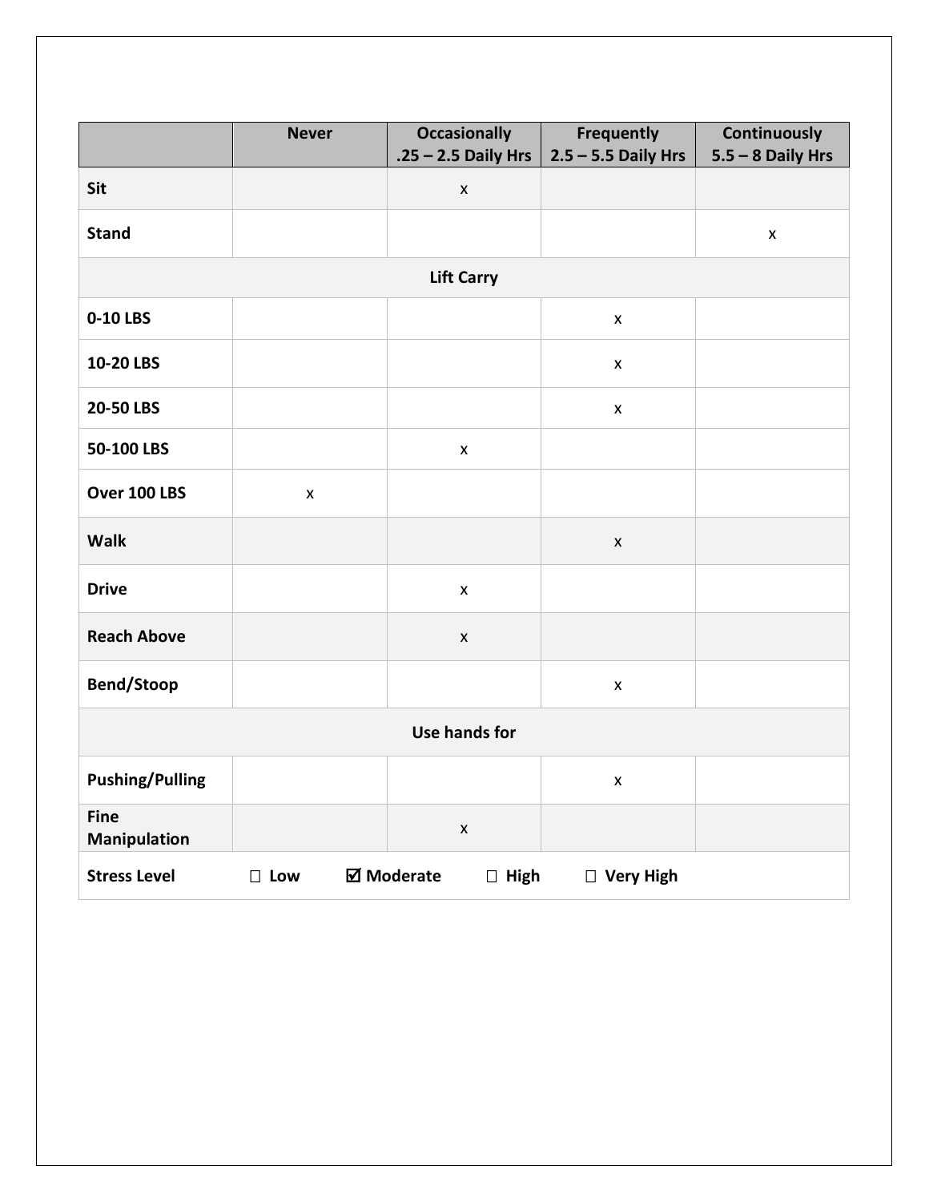| | Never | Occasionally .25 – 2.5 Daily Hrs | Frequently 2.5 – 5.5 Daily Hrs | Continuously 5.5 – 8 Daily Hrs |
|---|---|---|---|---|
| **Sit** | | x | | |
| **Stand** | | | | x |
| | | **Lift Carry** | | |
| **0-10 LBS** | | | x | |
| **10-20 LBS** | | | x | |
| **20-50 LBS** | | | x | |
| **50-100 LBS** | | x | | |
| **Over 100 LBS** | x | | | |
| **Walk** | | | x | |
| **Drive** | | x | | |
| **Reach Above** | | x | | |
| **Bend/Stoop** | | | x | |
| | | **Use hands for** | | |
| **Pushing/Pulling** | | | x | |
| **Fine Manipulation** | | x | | |
| **Stress Level** | ☐ **Low** | ☑ **Moderate** | ☐ **High** | ☐ **Very High** |